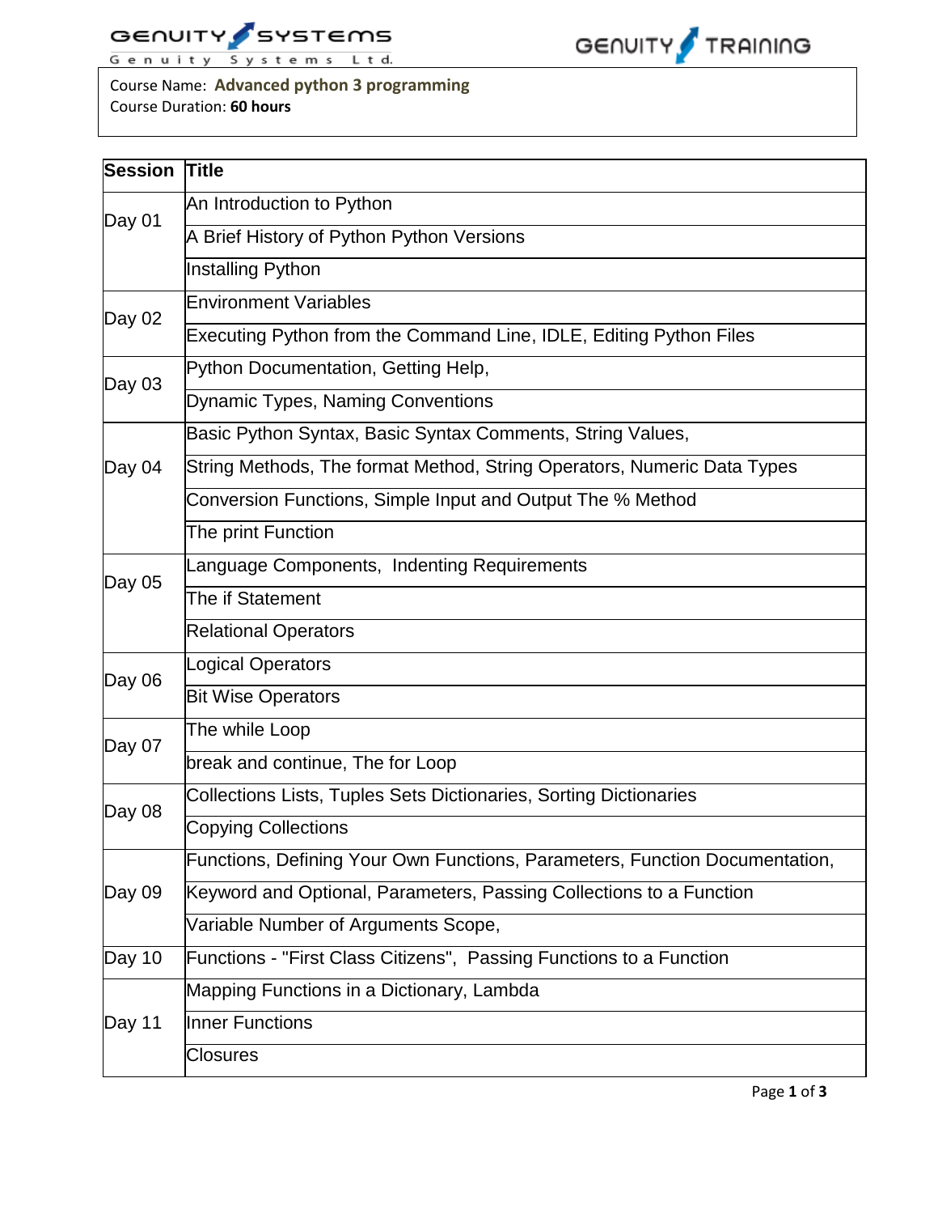GENUITY SYSTEMS
Genuity Systems Ltd.

GENUITY TRAINING

Course Name: **Advanced python 3 programming**
Course Duration: **60 hours**

| Session | Title |
|---|---|
| Day 01 | An Introduction to Python |
| | A Brief History of Python Python Versions |
| | Installing Python |
| Day 02 | Environment Variables |
| | Executing Python from the Command Line, IDLE, Editing Python Files |
| Day 03 | Python Documentation, Getting Help, |
| | Dynamic Types, Naming Conventions |
| Day 04 | Basic Python Syntax, Basic Syntax Comments, String Values, |
| | String Methods, The format Method, String Operators, Numeric Data Types |
| | Conversion Functions, Simple Input and Output The % Method |
| | The print Function |
| Day 05 | Language Components, Indenting Requirements |
| | The if Statement |
| | Relational Operators |
| Day 06 | Logical Operators |
| | Bit Wise Operators |
| Day 07 | The while Loop |
| | break and continue, The for Loop |
| Day 08 | Collections Lists, Tuples Sets Dictionaries, Sorting Dictionaries |
| | Copying Collections |
| Day 09 | Functions, Defining Your Own Functions, Parameters, Function Documentation, |
| | Keyword and Optional, Parameters, Passing Collections to a Function |
| | Variable Number of Arguments Scope, |
| Day 10 | Functions - "First Class Citizens", Passing Functions to a Function |
| Day 11 | Mapping Functions in a Dictionary, Lambda |
| | Inner Functions |
| | Closures |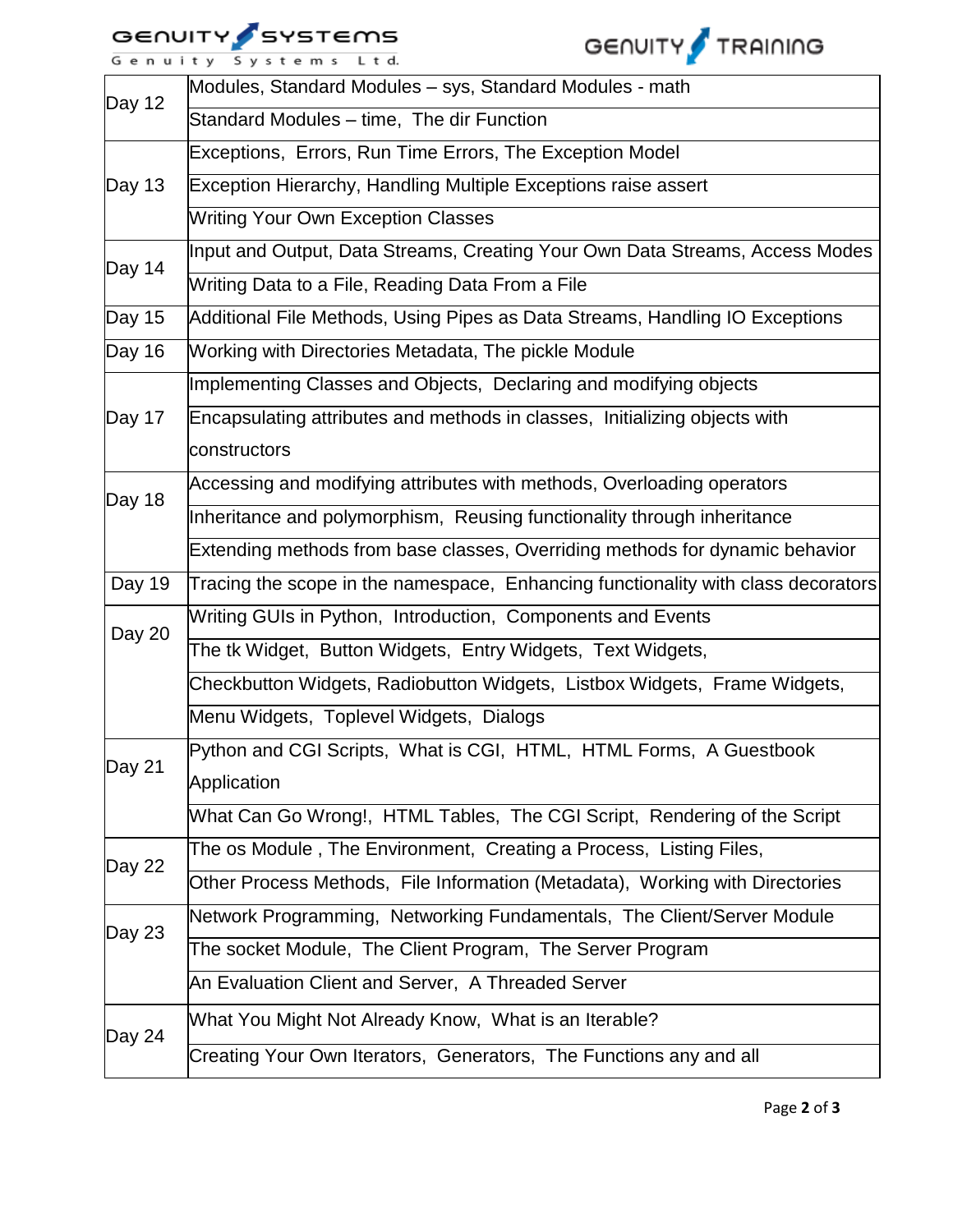| | |
|---|---|
| Day 12 | Modules, Standard Modules – sys, Standard Modules - math |
| | Standard Modules – time, The dir Function |
| Day 13 | Exceptions, Errors, Run Time Errors, The Exception Model |
| | Exception Hierarchy, Handling Multiple Exceptions raise assert |
| | Writing Your Own Exception Classes |
| Day 14 | Input and Output, Data Streams, Creating Your Own Data Streams, Access Modes |
| | Writing Data to a File, Reading Data From a File |
| Day 15 | Additional File Methods, Using Pipes as Data Streams, Handling IO Exceptions |
| Day 16 | Working with Directories Metadata, The pickle Module |
| Day 17 | Implementing Classes and Objects, Declaring and modifying objects |
| | Encapsulating attributes and methods in classes, Initializing objects with constructors |
| Day 18 | Accessing and modifying attributes with methods, Overloading operators |
| | Inheritance and polymorphism, Reusing functionality through inheritance |
| | Extending methods from base classes, Overriding methods for dynamic behavior |
| Day 19 | Tracing the scope in the namespace, Enhancing functionality with class decorators |
| Day 20 | Writing GUIs in Python, Introduction, Components and Events |
| | The tk Widget, Button Widgets, Entry Widgets, Text Widgets, |
| | Checkbutton Widgets, Radiobutton Widgets, Listbox Widgets, Frame Widgets, |
| | Menu Widgets, Toplevel Widgets, Dialogs |
| Day 21 | Python and CGI Scripts, What is CGI, HTML, HTML Forms, A Guestbook Application |
| | What Can Go Wrong!, HTML Tables, The CGI Script, Rendering of the Script |
| Day 22 | The os Module , The Environment, Creating a Process, Listing Files, |
| | Other Process Methods, File Information (Metadata), Working with Directories |
| Day 23 | Network Programming, Networking Fundamentals, The Client/Server Module |
| | The socket Module, The Client Program, The Server Program |
| | An Evaluation Client and Server, A Threaded Server |
| Day 24 | What You Might Not Already Know, What is an Iterable? |
| | Creating Your Own Iterators, Generators, The Functions any and all |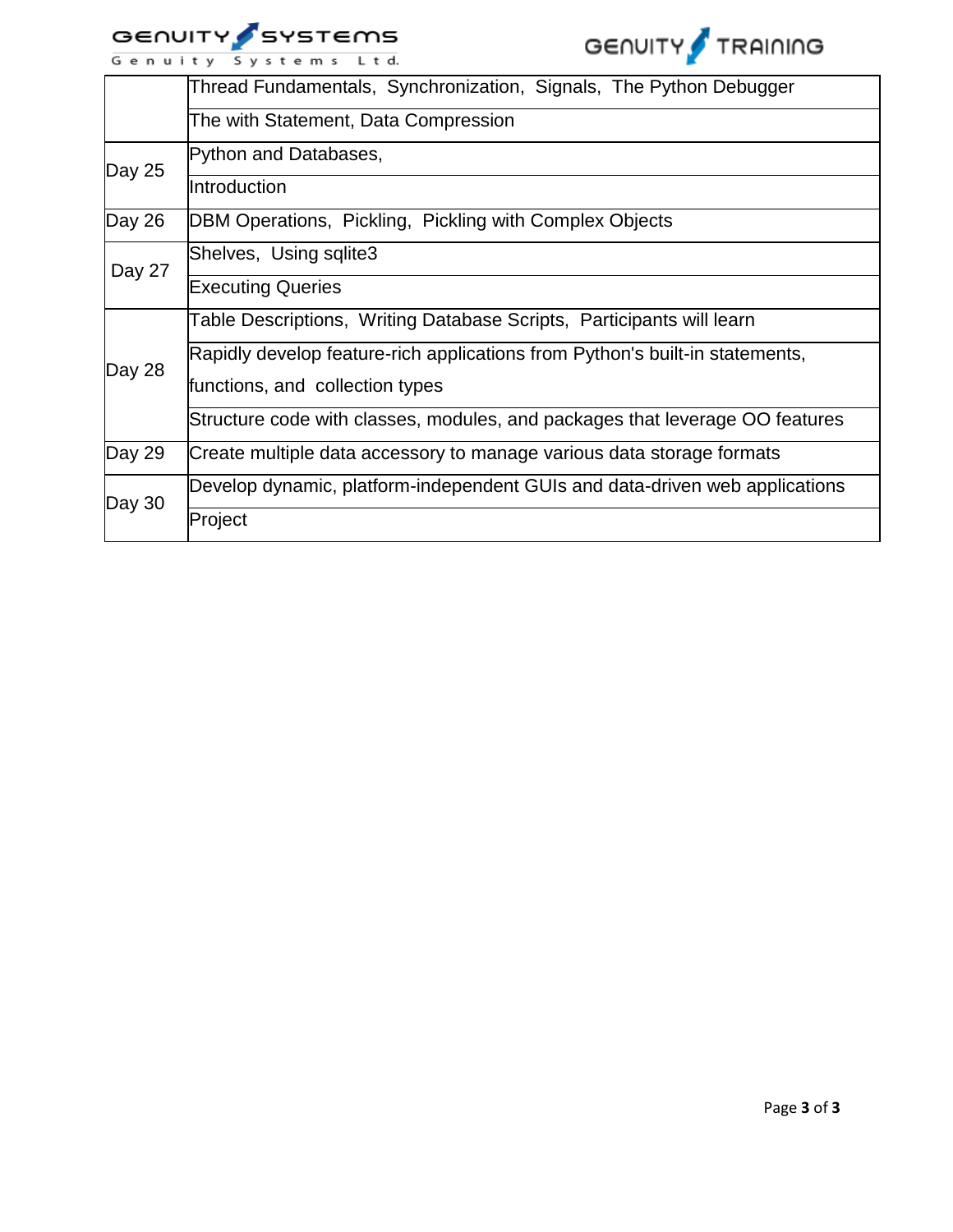| | |
|---|---|
| | Thread Fundamentals, Synchronization, Signals, The Python Debugger |
| | The with Statement, Data Compression |
| Day 25 | Python and Databases, |
| | Introduction |
| Day 26 | DBM Operations, Pickling, Pickling with Complex Objects |
| Day 27 | Shelves, Using sqlite3 |
| | Executing Queries |
| Day 28 | Table Descriptions, Writing Database Scripts, Participants will learn |
| | Rapidly develop feature-rich applications from Python's built-in statements, functions, and collection types |
| | Structure code with classes, modules, and packages that leverage OO features |
| Day 29 | Create multiple data accessory to manage various data storage formats |
| Day 30 | Develop dynamic, platform-independent GUIs and data-driven web applications |
| | Project |